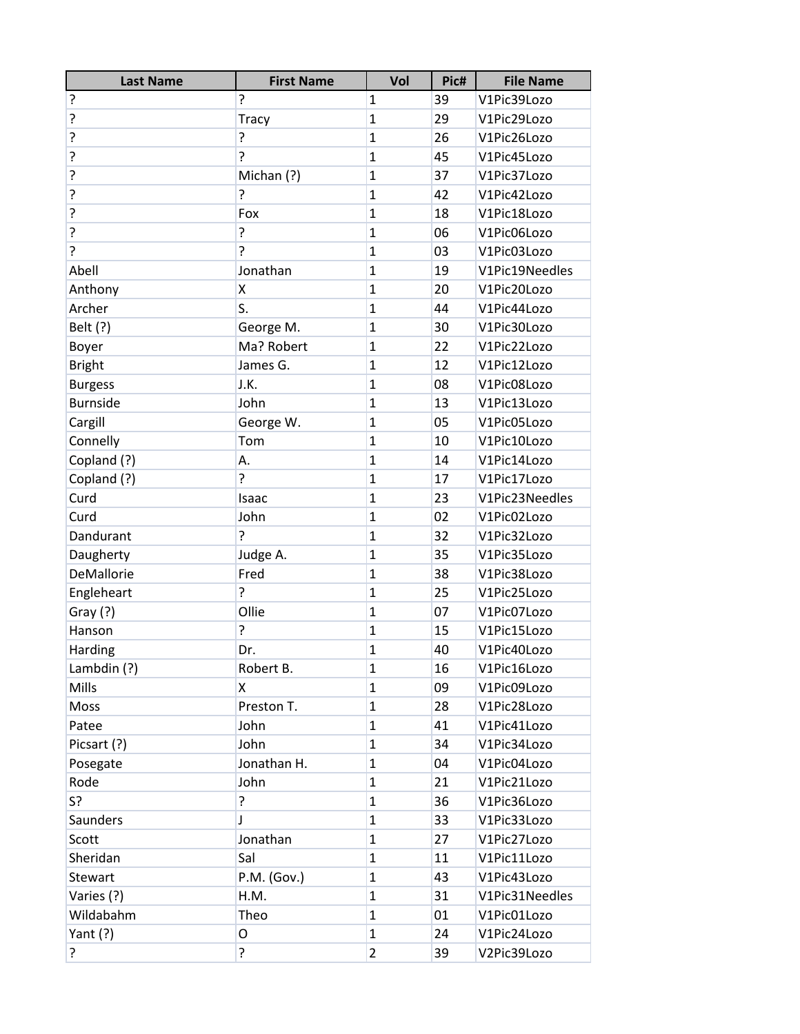| Last Name | First Name | Vol | Pic# | File Name |
|---|---|---|---|---|
| ? | ? | 1 | 39 | V1Pic39Lozo |
| ? | Tracy | 1 | 29 | V1Pic29Lozo |
| ? | ? | 1 | 26 | V1Pic26Lozo |
| ? | ? | 1 | 45 | V1Pic45Lozo |
| ? | Michan (?) | 1 | 37 | V1Pic37Lozo |
| ? | ? | 1 | 42 | V1Pic42Lozo |
| ? | Fox | 1 | 18 | V1Pic18Lozo |
| ? | ? | 1 | 06 | V1Pic06Lozo |
| ? | ? | 1 | 03 | V1Pic03Lozo |
| Abell | Jonathan | 1 | 19 | V1Pic19Needles |
| Anthony | X | 1 | 20 | V1Pic20Lozo |
| Archer | S. | 1 | 44 | V1Pic44Lozo |
| Belt (?) | George M. | 1 | 30 | V1Pic30Lozo |
| Boyer | Ma? Robert | 1 | 22 | V1Pic22Lozo |
| Bright | James G. | 1 | 12 | V1Pic12Lozo |
| Burgess | J.K. | 1 | 08 | V1Pic08Lozo |
| Burnside | John | 1 | 13 | V1Pic13Lozo |
| Cargill | George W. | 1 | 05 | V1Pic05Lozo |
| Connelly | Tom | 1 | 10 | V1Pic10Lozo |
| Copland (?) | A. | 1 | 14 | V1Pic14Lozo |
| Copland (?) | ? | 1 | 17 | V1Pic17Lozo |
| Curd | Isaac | 1 | 23 | V1Pic23Needles |
| Curd | John | 1 | 02 | V1Pic02Lozo |
| Dandurant | ? | 1 | 32 | V1Pic32Lozo |
| Daugherty | Judge A. | 1 | 35 | V1Pic35Lozo |
| DeMallorie | Fred | 1 | 38 | V1Pic38Lozo |
| Engleheart | ? | 1 | 25 | V1Pic25Lozo |
| Gray (?) | Ollie | 1 | 07 | V1Pic07Lozo |
| Hanson | ? | 1 | 15 | V1Pic15Lozo |
| Harding | Dr. | 1 | 40 | V1Pic40Lozo |
| Lambdin (?) | Robert B. | 1 | 16 | V1Pic16Lozo |
| Mills | X | 1 | 09 | V1Pic09Lozo |
| Moss | Preston T. | 1 | 28 | V1Pic28Lozo |
| Patee | John | 1 | 41 | V1Pic41Lozo |
| Picsart (?) | John | 1 | 34 | V1Pic34Lozo |
| Posegate | Jonathan H. | 1 | 04 | V1Pic04Lozo |
| Rode | John | 1 | 21 | V1Pic21Lozo |
| S? | ? | 1 | 36 | V1Pic36Lozo |
| Saunders | J | 1 | 33 | V1Pic33Lozo |
| Scott | Jonathan | 1 | 27 | V1Pic27Lozo |
| Sheridan | Sal | 1 | 11 | V1Pic11Lozo |
| Stewart | P.M. (Gov.) | 1 | 43 | V1Pic43Lozo |
| Varies (?) | H.M. | 1 | 31 | V1Pic31Needles |
| Wildabahm | Theo | 1 | 01 | V1Pic01Lozo |
| Yant (?) | O | 1 | 24 | V1Pic24Lozo |
| ? | ? | 2 | 39 | V2Pic39Lozo |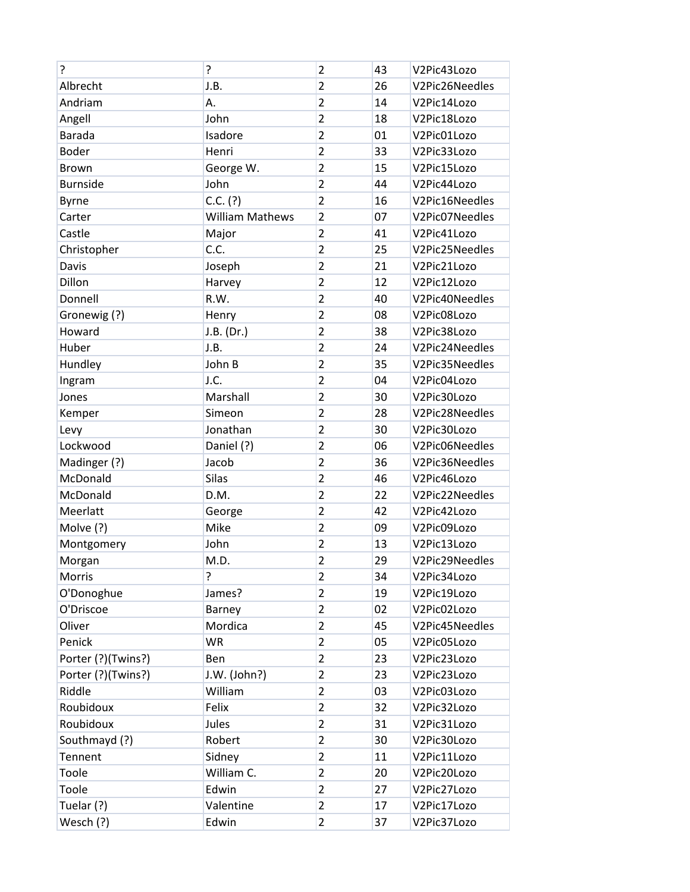| ? | ? | 2 | 43 | V2Pic43Lozo |
|---|---|---|---|---|
| Albrecht | J.B. | 2 | 26 | V2Pic26Needles |
| Andriam | A. | 2 | 14 | V2Pic14Lozo |
| Angell | John | 2 | 18 | V2Pic18Lozo |
| Barada | Isadore | 2 | 01 | V2Pic01Lozo |
| Boder | Henri | 2 | 33 | V2Pic33Lozo |
| Brown | George W. | 2 | 15 | V2Pic15Lozo |
| Burnside | John | 2 | 44 | V2Pic44Lozo |
| Byrne | C.C. (?) | 2 | 16 | V2Pic16Needles |
| Carter | William Mathews | 2 | 07 | V2Pic07Needles |
| Castle | Major | 2 | 41 | V2Pic41Lozo |
| Christopher | C.C. | 2 | 25 | V2Pic25Needles |
| Davis | Joseph | 2 | 21 | V2Pic21Lozo |
| Dillon | Harvey | 2 | 12 | V2Pic12Lozo |
| Donnell | R.W. | 2 | 40 | V2Pic40Needles |
| Gronewig (?) | Henry | 2 | 08 | V2Pic08Lozo |
| Howard | J.B. (Dr.) | 2 | 38 | V2Pic38Lozo |
| Huber | J.B. | 2 | 24 | V2Pic24Needles |
| Hundley | John B | 2 | 35 | V2Pic35Needles |
| Ingram | J.C. | 2 | 04 | V2Pic04Lozo |
| Jones | Marshall | 2 | 30 | V2Pic30Lozo |
| Kemper | Simeon | 2 | 28 | V2Pic28Needles |
| Levy | Jonathan | 2 | 30 | V2Pic30Lozo |
| Lockwood | Daniel (?) | 2 | 06 | V2Pic06Needles |
| Madinger (?) | Jacob | 2 | 36 | V2Pic36Needles |
| McDonald | Silas | 2 | 46 | V2Pic46Lozo |
| McDonald | D.M. | 2 | 22 | V2Pic22Needles |
| Meerlatt | George | 2 | 42 | V2Pic42Lozo |
| Molve (?) | Mike | 2 | 09 | V2Pic09Lozo |
| Montgomery | John | 2 | 13 | V2Pic13Lozo |
| Morgan | M.D. | 2 | 29 | V2Pic29Needles |
| Morris | ? | 2 | 34 | V2Pic34Lozo |
| O'Donoghue | James? | 2 | 19 | V2Pic19Lozo |
| O'Driscoe | Barney | 2 | 02 | V2Pic02Lozo |
| Oliver | Mordica | 2 | 45 | V2Pic45Needles |
| Penick | WR | 2 | 05 | V2Pic05Lozo |
| Porter (?)(Twins?) | Ben | 2 | 23 | V2Pic23Lozo |
| Porter (?)(Twins?) | J.W. (John?) | 2 | 23 | V2Pic23Lozo |
| Riddle | William | 2 | 03 | V2Pic03Lozo |
| Roubidoux | Felix | 2 | 32 | V2Pic32Lozo |
| Roubidoux | Jules | 2 | 31 | V2Pic31Lozo |
| Southmayd (?) | Robert | 2 | 30 | V2Pic30Lozo |
| Tennent | Sidney | 2 | 11 | V2Pic11Lozo |
| Toole | William C. | 2 | 20 | V2Pic20Lozo |
| Toole | Edwin | 2 | 27 | V2Pic27Lozo |
| Tuelar (?) | Valentine | 2 | 17 | V2Pic17Lozo |
| Wesch (?) | Edwin | 2 | 37 | V2Pic37Lozo |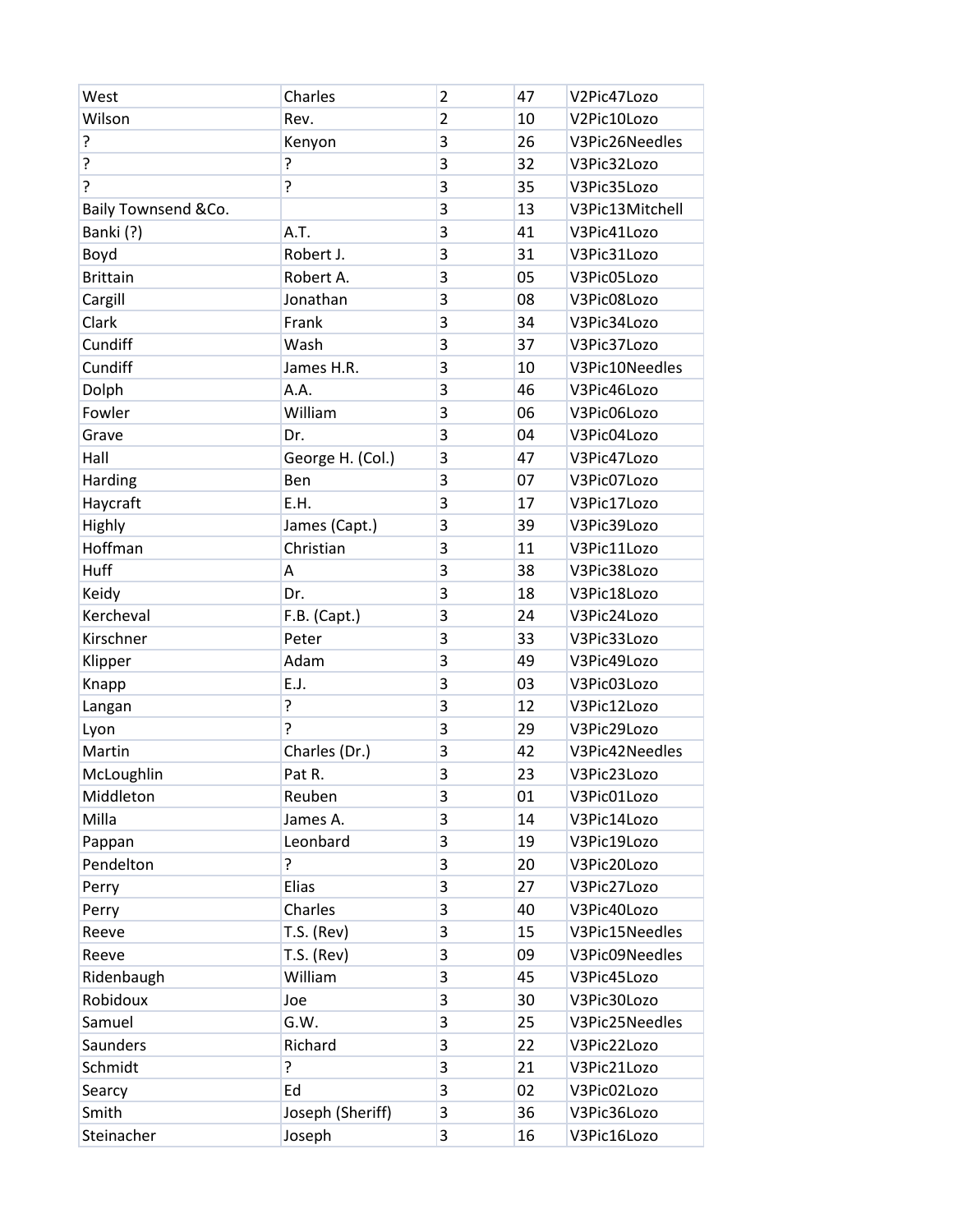| West | Charles | 2 | 47 | V2Pic47Lozo |
|---|---|---|---|---|
| Wilson | Rev. | 2 | 10 | V2Pic10Lozo |
| ? | Kenyon | 3 | 26 | V3Pic26Needles |
| ? | ? | 3 | 32 | V3Pic32Lozo |
| ? | ? | 3 | 35 | V3Pic35Lozo |
| Baily Townsend &Co. | | 3 | 13 | V3Pic13Mitchell |
| Banki (?) | A.T. | 3 | 41 | V3Pic41Lozo |
| Boyd | Robert J. | 3 | 31 | V3Pic31Lozo |
| Brittain | Robert A. | 3 | 05 | V3Pic05Lozo |
| Cargill | Jonathan | 3 | 08 | V3Pic08Lozo |
| Clark | Frank | 3 | 34 | V3Pic34Lozo |
| Cundiff | Wash | 3 | 37 | V3Pic37Lozo |
| Cundiff | James H.R. | 3 | 10 | V3Pic10Needles |
| Dolph | A.A. | 3 | 46 | V3Pic46Lozo |
| Fowler | William | 3 | 06 | V3Pic06Lozo |
| Grave | Dr. | 3 | 04 | V3Pic04Lozo |
| Hall | George H. (Col.) | 3 | 47 | V3Pic47Lozo |
| Harding | Ben | 3 | 07 | V3Pic07Lozo |
| Haycraft | E.H. | 3 | 17 | V3Pic17Lozo |
| Highly | James (Capt.) | 3 | 39 | V3Pic39Lozo |
| Hoffman | Christian | 3 | 11 | V3Pic11Lozo |
| Huff | A | 3 | 38 | V3Pic38Lozo |
| Keidy | Dr. | 3 | 18 | V3Pic18Lozo |
| Kercheval | F.B. (Capt.) | 3 | 24 | V3Pic24Lozo |
| Kirschner | Peter | 3 | 33 | V3Pic33Lozo |
| Klipper | Adam | 3 | 49 | V3Pic49Lozo |
| Knapp | E.J. | 3 | 03 | V3Pic03Lozo |
| Langan | ? | 3 | 12 | V3Pic12Lozo |
| Lyon | ? | 3 | 29 | V3Pic29Lozo |
| Martin | Charles (Dr.) | 3 | 42 | V3Pic42Needles |
| McLoughlin | Pat R. | 3 | 23 | V3Pic23Lozo |
| Middleton | Reuben | 3 | 01 | V3Pic01Lozo |
| Milla | James A. | 3 | 14 | V3Pic14Lozo |
| Pappan | Leonbard | 3 | 19 | V3Pic19Lozo |
| Pendelton | ? | 3 | 20 | V3Pic20Lozo |
| Perry | Elias | 3 | 27 | V3Pic27Lozo |
| Perry | Charles | 3 | 40 | V3Pic40Lozo |
| Reeve | T.S. (Rev) | 3 | 15 | V3Pic15Needles |
| Reeve | T.S. (Rev) | 3 | 09 | V3Pic09Needles |
| Ridenbaugh | William | 3 | 45 | V3Pic45Lozo |
| Robidoux | Joe | 3 | 30 | V3Pic30Lozo |
| Samuel | G.W. | 3 | 25 | V3Pic25Needles |
| Saunders | Richard | 3 | 22 | V3Pic22Lozo |
| Schmidt | ? | 3 | 21 | V3Pic21Lozo |
| Searcy | Ed | 3 | 02 | V3Pic02Lozo |
| Smith | Joseph (Sheriff) | 3 | 36 | V3Pic36Lozo |
| Steinacher | Joseph | 3 | 16 | V3Pic16Lozo |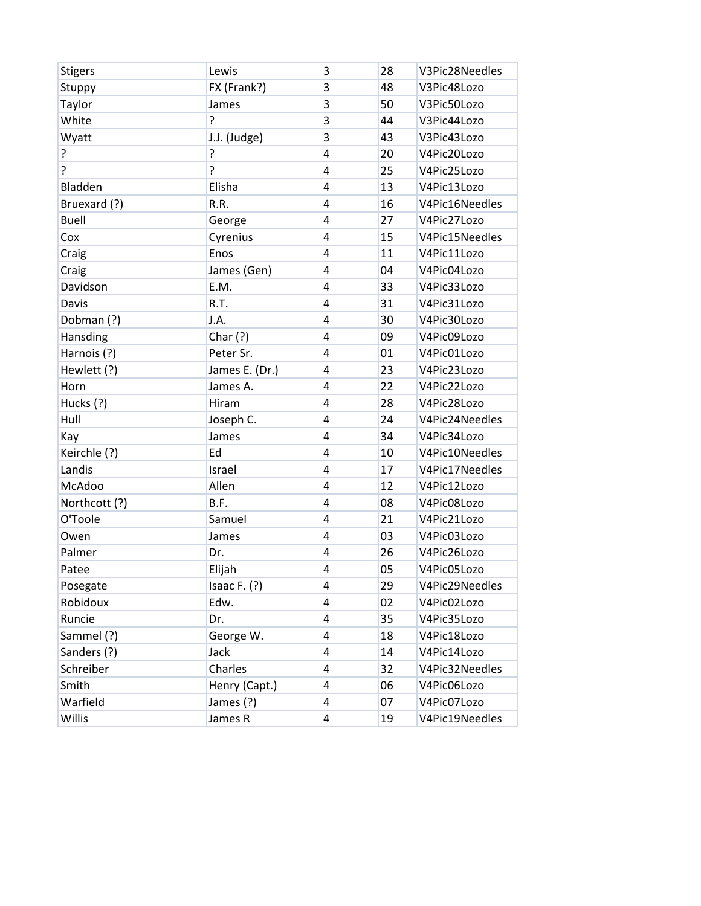| | | | | |
|---|---|---|---|---|
| Stigers | Lewis | 3 | 28 | V3Pic28Needles |
| Stuppy | FX (Frank?) | 3 | 48 | V3Pic48Lozo |
| Taylor | James | 3 | 50 | V3Pic50Lozo |
| White | ? | 3 | 44 | V3Pic44Lozo |
| Wyatt | J.J. (Judge) | 3 | 43 | V3Pic43Lozo |
| ? | ? | 4 | 20 | V4Pic20Lozo |
| ? | ? | 4 | 25 | V4Pic25Lozo |
| Bladden | Elisha | 4 | 13 | V4Pic13Lozo |
| Bruexard (?) | R.R. | 4 | 16 | V4Pic16Needles |
| Buell | George | 4 | 27 | V4Pic27Lozo |
| Cox | Cyrenius | 4 | 15 | V4Pic15Needles |
| Craig | Enos | 4 | 11 | V4Pic11Lozo |
| Craig | James (Gen) | 4 | 04 | V4Pic04Lozo |
| Davidson | E.M. | 4 | 33 | V4Pic33Lozo |
| Davis | R.T. | 4 | 31 | V4Pic31Lozo |
| Dobman (?) | J.A. | 4 | 30 | V4Pic30Lozo |
| Hansding | Char (?) | 4 | 09 | V4Pic09Lozo |
| Harnois (?) | Peter Sr. | 4 | 01 | V4Pic01Lozo |
| Hewlett (?) | James E. (Dr.) | 4 | 23 | V4Pic23Lozo |
| Horn | James A. | 4 | 22 | V4Pic22Lozo |
| Hucks (?) | Hiram | 4 | 28 | V4Pic28Lozo |
| Hull | Joseph C. | 4 | 24 | V4Pic24Needles |
| Kay | James | 4 | 34 | V4Pic34Lozo |
| Keirchle (?) | Ed | 4 | 10 | V4Pic10Needles |
| Landis | Israel | 4 | 17 | V4Pic17Needles |
| McAdoo | Allen | 4 | 12 | V4Pic12Lozo |
| Northcott (?) | B.F. | 4 | 08 | V4Pic08Lozo |
| O'Toole | Samuel | 4 | 21 | V4Pic21Lozo |
| Owen | James | 4 | 03 | V4Pic03Lozo |
| Palmer | Dr. | 4 | 26 | V4Pic26Lozo |
| Patee | Elijah | 4 | 05 | V4Pic05Lozo |
| Posegate | Isaac F. (?) | 4 | 29 | V4Pic29Needles |
| Robidoux | Edw. | 4 | 02 | V4Pic02Lozo |
| Runcie | Dr. | 4 | 35 | V4Pic35Lozo |
| Sammel (?) | George W. | 4 | 18 | V4Pic18Lozo |
| Sanders (?) | Jack | 4 | 14 | V4Pic14Lozo |
| Schreiber | Charles | 4 | 32 | V4Pic32Needles |
| Smith | Henry (Capt.) | 4 | 06 | V4Pic06Lozo |
| Warfield | James (?) | 4 | 07 | V4Pic07Lozo |
| Willis | James R | 4 | 19 | V4Pic19Needles |